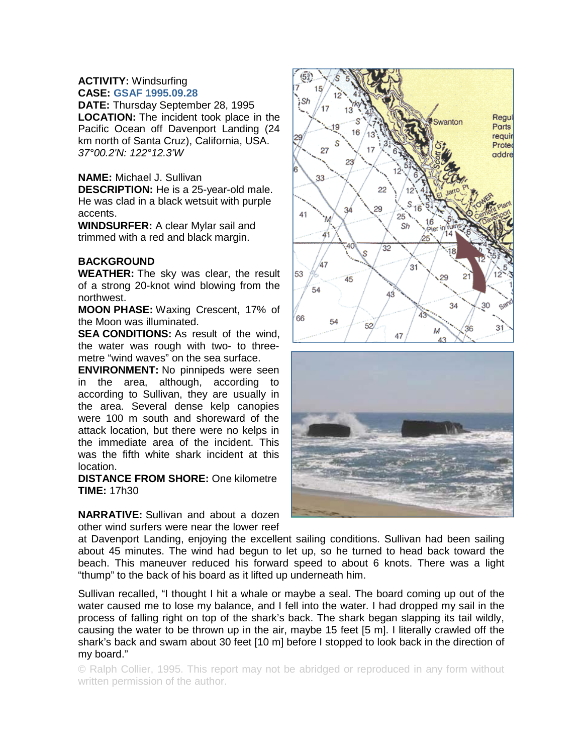**ACTIVITY:** Windsurfing
**CASE:** GSAF 1995.09.28
**DATE:** Thursday September 28, 1995
**LOCATION:** The incident took place in the Pacific Ocean off Davenport Landing (24 km north of Santa Cruz), California, USA.
*37°00.2'N: 122°12.3'W*

**NAME:** Michael J. Sullivan
**DESCRIPTION:** He is a 25-year-old male. He was clad in a black wetsuit with purple accents.
**WINDSURFER:** A clear Mylar sail and trimmed with a red and black margin.

**BACKGROUND**

**WEATHER:** The sky was clear, the result of a strong 20-knot wind blowing from the northwest.
**MOON PHASE:** Waxing Crescent, 17% of the Moon was illuminated.
**SEA CONDITIONS:** As result of the wind, the water was rough with two- to three-metre "wind waves" on the sea surface.
**ENVIRONMENT:** No pinnipeds were seen in the area, although, according to according to Sullivan, they are usually in the area. Several dense kelp canopies were 100 m south and shoreward of the attack location, but there were no kelps in the immediate area of the incident. This was the fifth white shark incident at this location.
**DISTANCE FROM SHORE:** One kilometre
**TIME:** 17h30

**NARRATIVE:** Sullivan and about a dozen other wind surfers were near the lower reef at Davenport Landing, enjoying the excellent sailing conditions. Sullivan had been sailing about 45 minutes. The wind had begun to let up, so he turned to head back toward the beach. This maneuver reduced his forward speed to about 6 knots. There was a light "thump" to the back of his board as it lifted up underneath him.

Sullivan recalled, "I thought I hit a whale or maybe a seal. The board coming up out of the water caused me to lose my balance, and I fell into the water. I had dropped my sail in the process of falling right on top of the shark's back. The shark began slapping its tail wildly, causing the water to be thrown up in the air, maybe 15 feet [5 m]. I literally crawled off the shark's back and swam about 30 feet [10 m] before I stopped to look back in the direction of my board."

© Ralph Collier, 1995. This report may not be abridged or reproduced in any form without written permission of the author.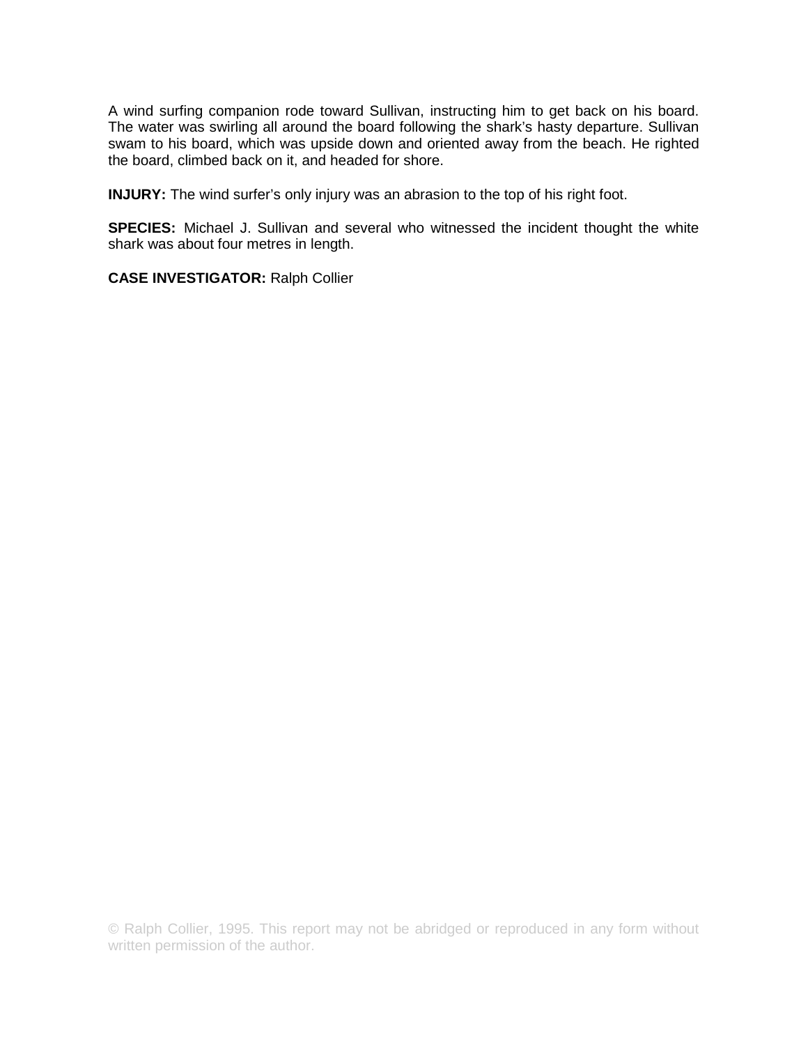A wind surfing companion rode toward Sullivan, instructing him to get back on his board. The water was swirling all around the board following the shark's hasty departure. Sullivan swam to his board, which was upside down and oriented away from the beach. He righted the board, climbed back on it, and headed for shore.

**INJURY:** The wind surfer's only injury was an abrasion to the top of his right foot.

**SPECIES:** Michael J. Sullivan and several who witnessed the incident thought the white shark was about four metres in length.

**CASE INVESTIGATOR:** Ralph Collier

© Ralph Collier, 1995. This report may not be abridged or reproduced in any form without written permission of the author.